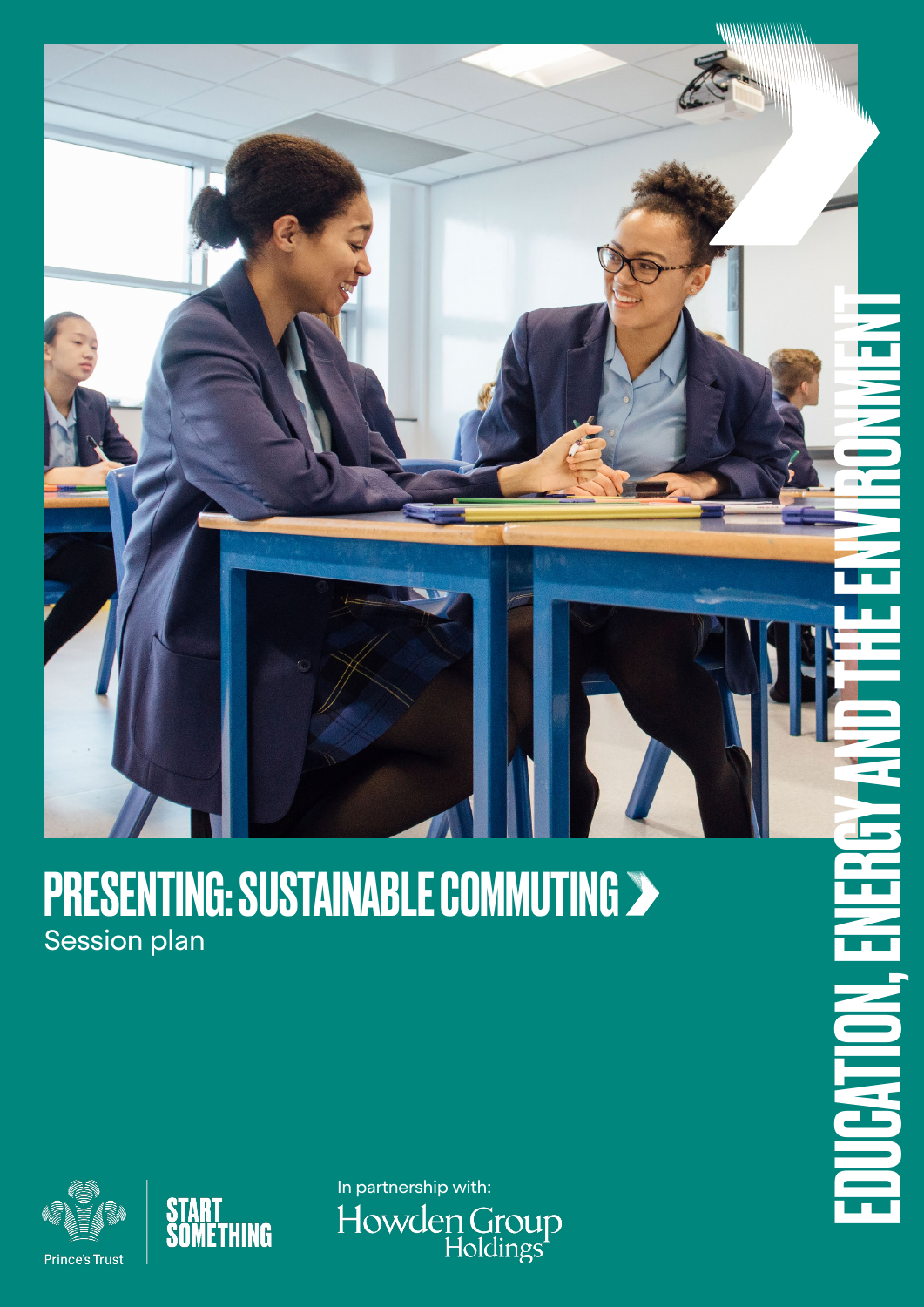# PRESENTING: SUSTAINABLE COMMUTING

Session plan

EDUCATION, ENERGY AND THE ENVIRONMENT

Prince's Trust

START SOMETHING

In partnership with:

Howden Group Holdings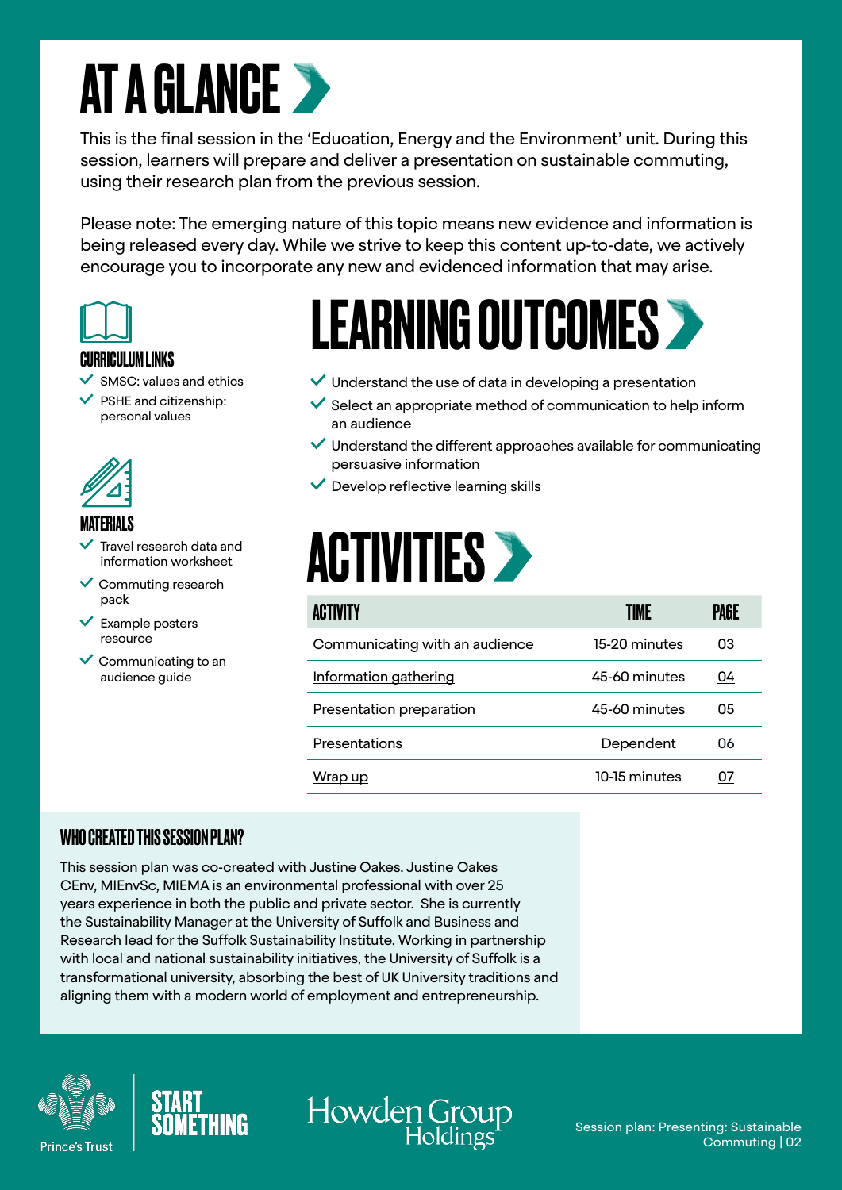# AT A GLANCE

This is the final session in the 'Education, Energy and the Environment' unit. During this session, learners will prepare and deliver a presentation on sustainable commuting, using their research plan from the previous session.

Please note: The emerging nature of this topic means new evidence and information is being released every day. While we strive to keep this content up-to-date, we actively encourage you to incorporate any new and evidenced information that may arise.

### CURRICULUM LINKS

- SMSC: values and ethics
- PSHE and citizenship: personal values

### MATERIALS

- Travel research data and information worksheet
- Commuting research pack
- Example posters resource
- Communicating to an audience guide

## LEARNING OUTCOMES

- Understand the use of data in developing a presentation
- Select an appropriate method of communication to help inform an audience
- Understand the different approaches available for communicating persuasive information
- Develop reflective learning skills

## ACTIVITIES

| ACTIVITY | TIME | PAGE |
|---|---|---|
| Communicating with an audience | 15-20 minutes | 03 |
| Information gathering | 45-60 minutes | 04 |
| Presentation preparation | 45-60 minutes | 05 |
| Presentations | Dependent | 06 |
| Wrap up | 10-15 minutes | 07 |

### WHO CREATED THIS SESSION PLAN?

This session plan was co-created with Justine Oakes. Justine Oakes CEnv, MIEnvSc, MIEMA is an environmental professional with over 25 years experience in both the public and private sector. She is currently the Sustainability Manager at the University of Suffolk and Business and Research lead for the Suffolk Sustainability Institute. Working in partnership with local and national sustainability initiatives, the University of Suffolk is a transformational university, absorbing the best of UK University traditions and aligning them with a modern world of employment and entrepreneurship.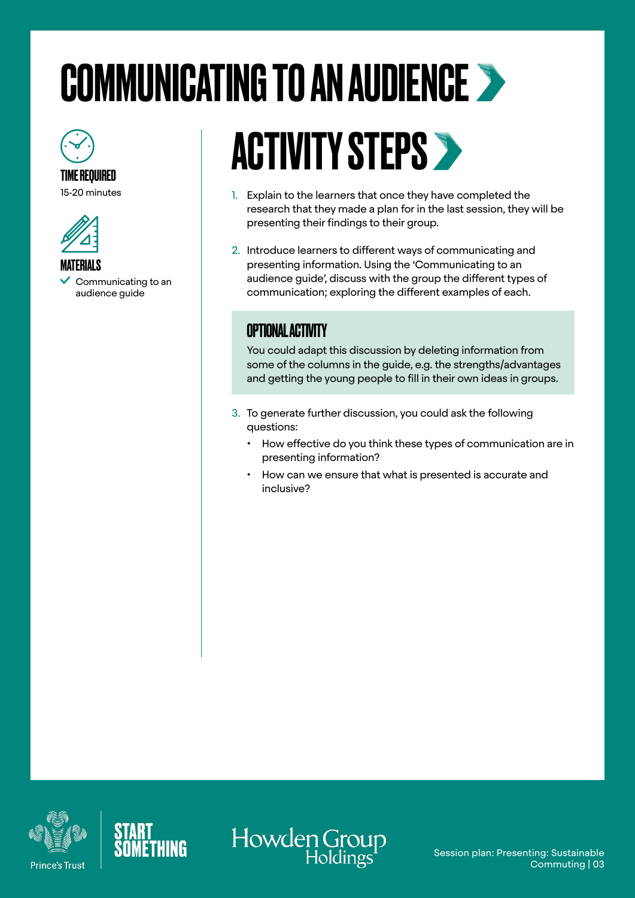# COMMUNICATING TO AN AUDIENCE

### TIME REQUIRED

15-20 minutes

### MATERIALS

- ✓ Communicating to an audience guide

## ACTIVITY STEPS

1. Explain to the learners that once they have completed the research that they made a plan for in the last session, they will be presenting their findings to their group.
2. Introduce learners to different ways of communicating and presenting information. Using the 'Communicating to an audience guide', discuss with the group the different types of communication; exploring the different examples of each.

### OPTIONAL ACTIVITY

You could adapt this discussion by deleting information from some of the columns in the guide, e.g. the strengths/advantages and getting the young people to fill in their own ideas in groups.

3. To generate further discussion, you could ask the following questions:
   - How effective do you think these types of communication are in presenting information?
   - How can we ensure that what is presented is accurate and inclusive?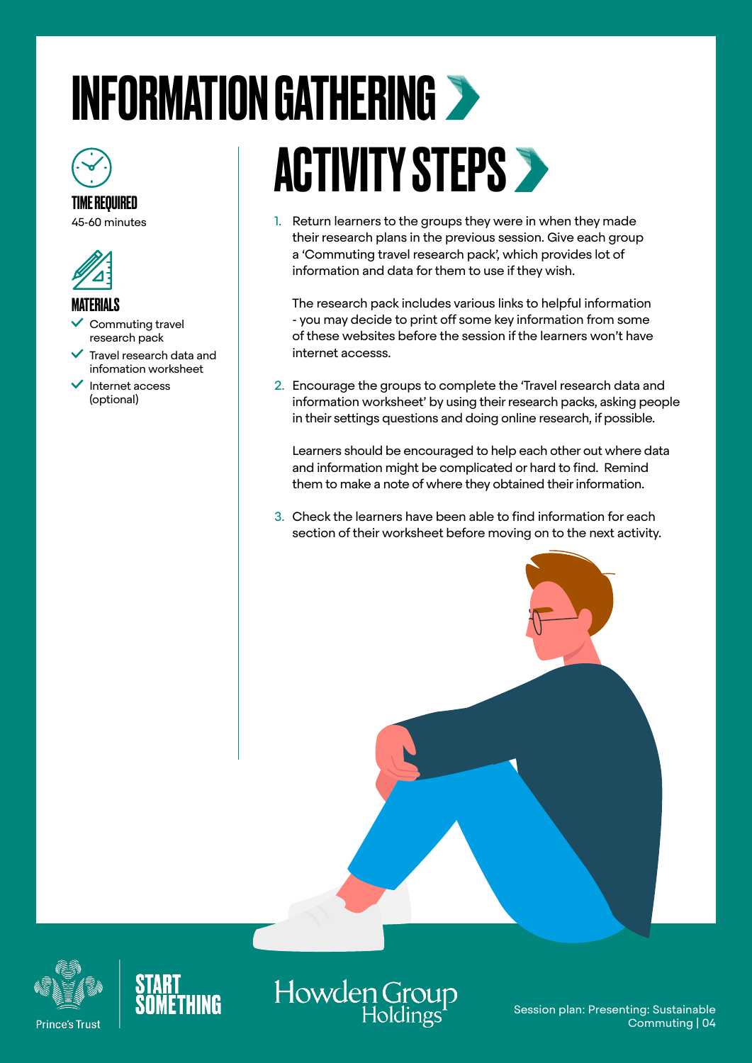# INFORMATION GATHERING

**TIME REQUIRED**

45-60 minutes

**MATERIALS**

- Commuting travel research pack
- Travel research data and infomation worksheet
- Internet access (optional)

## ACTIVITY STEPS

1. Return learners to the groups they were in when they made their research plans in the previous session. Give each group a 'Commuting travel research pack', which provides lot of information and data for them to use if they wish.

   The research pack includes various links to helpful information - you may decide to print off some key information from some of these websites before the session if the learners won't have internet accesss.

2. Encourage the groups to complete the 'Travel research data and information worksheet' by using their research packs, asking people in their settings questions and doing online research, if possible.

   Learners should be encouraged to help each other out where data and information might be complicated or hard to find. Remind them to make a note of where they obtained their information.

3. Check the learners have been able to find information for each section of their worksheet before moving on to the next activity.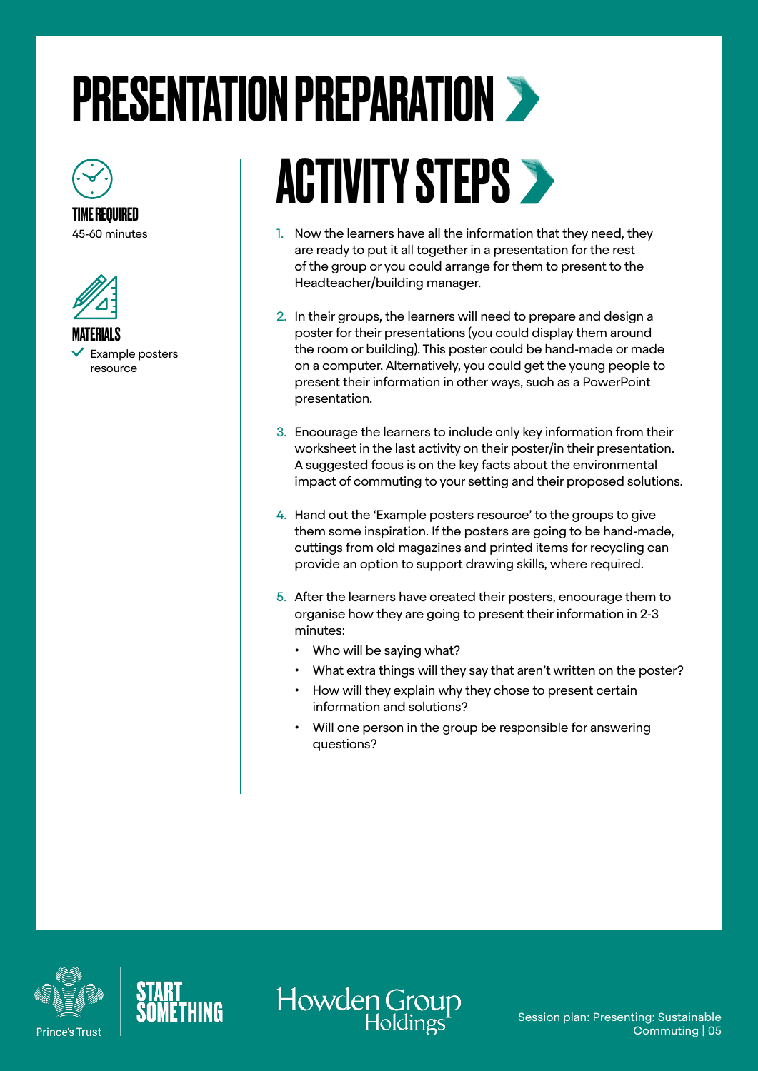# PRESENTATION PREPARATION

**TIME REQUIRED**
45-60 minutes

**MATERIALS**
- ✓ Example posters resource

## ACTIVITY STEPS

1. Now the learners have all the information that they need, they are ready to put it all together in a presentation for the rest of the group or you could arrange for them to present to the Headteacher/building manager.

2. In their groups, the learners will need to prepare and design a poster for their presentations (you could display them around the room or building). This poster could be hand-made or made on a computer. Alternatively, you could get the young people to present their information in other ways, such as a PowerPoint presentation.

3. Encourage the learners to include only key information from their worksheet in the last activity on their poster/in their presentation. A suggested focus is on the key facts about the environmental impact of commuting to your setting and their proposed solutions.

4. Hand out the 'Example posters resource' to the groups to give them some inspiration. If the posters are going to be hand-made, cuttings from old magazines and printed items for recycling can provide an option to support drawing skills, where required.

5. After the learners have created their posters, encourage them to organise how they are going to present their information in 2-3 minutes:
   - Who will be saying what?
   - What extra things will they say that aren't written on the poster?
   - How will they explain why they chose to present certain information and solutions?
   - Will one person in the group be responsible for answering questions?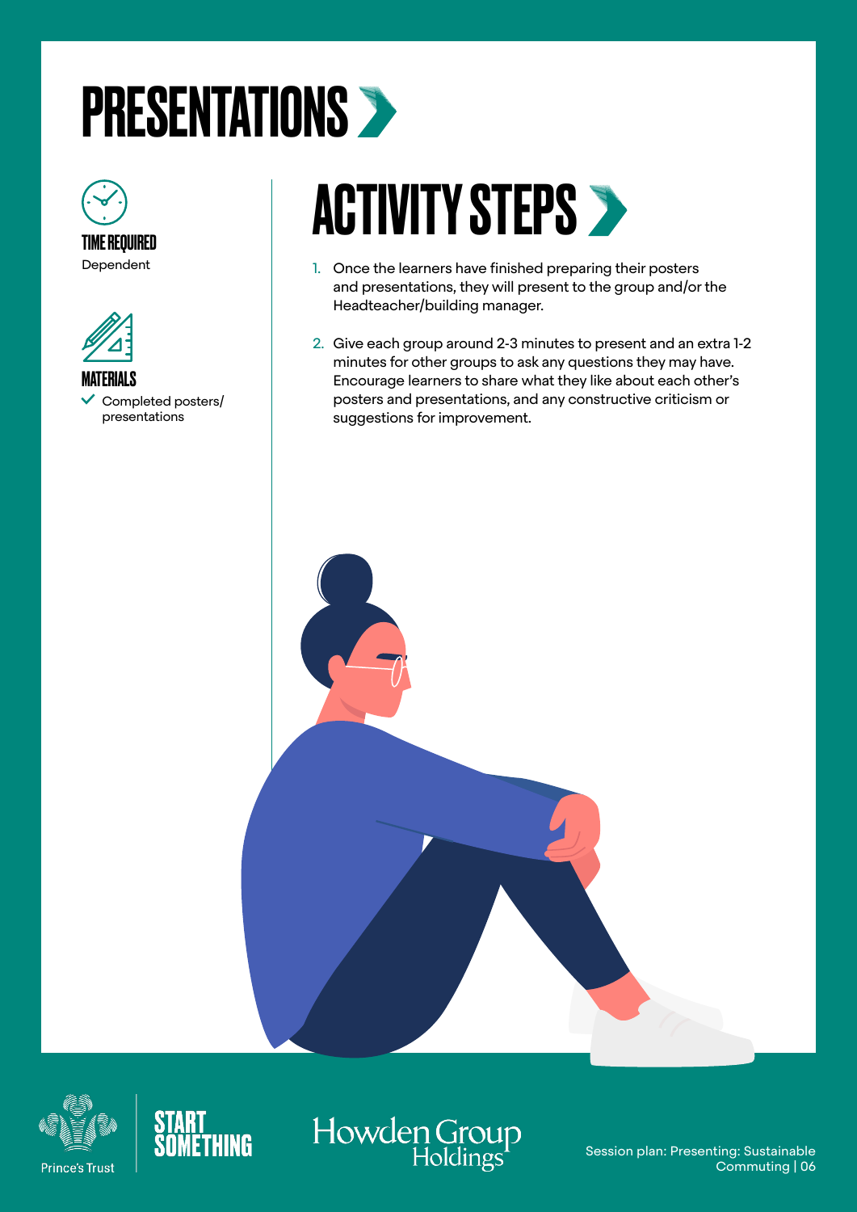# PRESENTATIONS

**TIME REQUIRED**

Dependent

**MATERIALS**

- Completed posters/ presentations

## ACTIVITY STEPS

1. Once the learners have finished preparing their posters and presentations, they will present to the group and/or the Headteacher/building manager.
2. Give each group around 2-3 minutes to present and an extra 1-2 minutes for other groups to ask any questions they may have. Encourage learners to share what they like about each other's posters and presentations, and any constructive criticism or suggestions for improvement.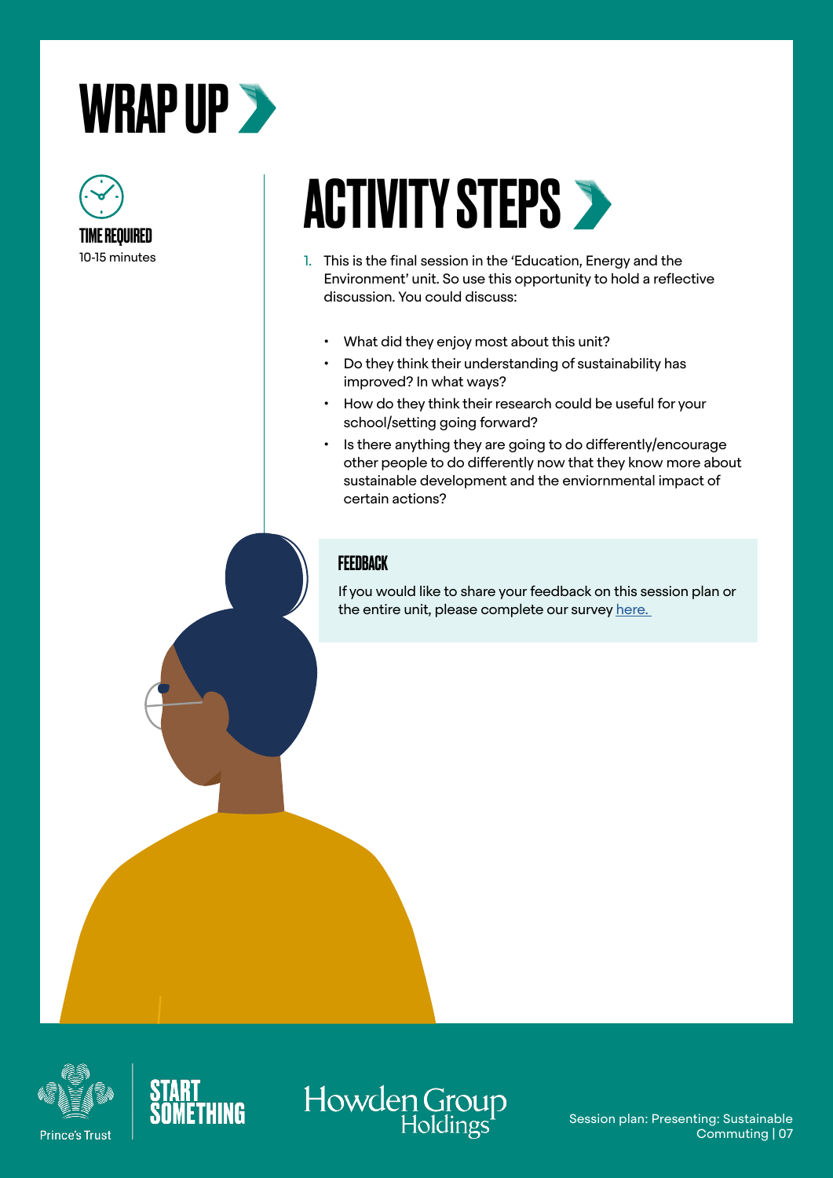# WRAP UP

**TIME REQUIRED**
10-15 minutes

## ACTIVITY STEPS

1. This is the final session in the 'Education, Energy and the Environment' unit. So use this opportunity to hold a reflective discussion. You could discuss:

   - What did they enjoy most about this unit?
   - Do they think their understanding of sustainability has improved? In what ways?
   - How do they think their research could be useful for your school/setting going forward?
   - Is there anything they are going to do differently/encourage other people to do differently now that they know more about sustainable development and the enviornmental impact of certain actions?

### FEEDBACK

If you would like to share your feedback on this session plan or the entire unit, please complete our survey here.